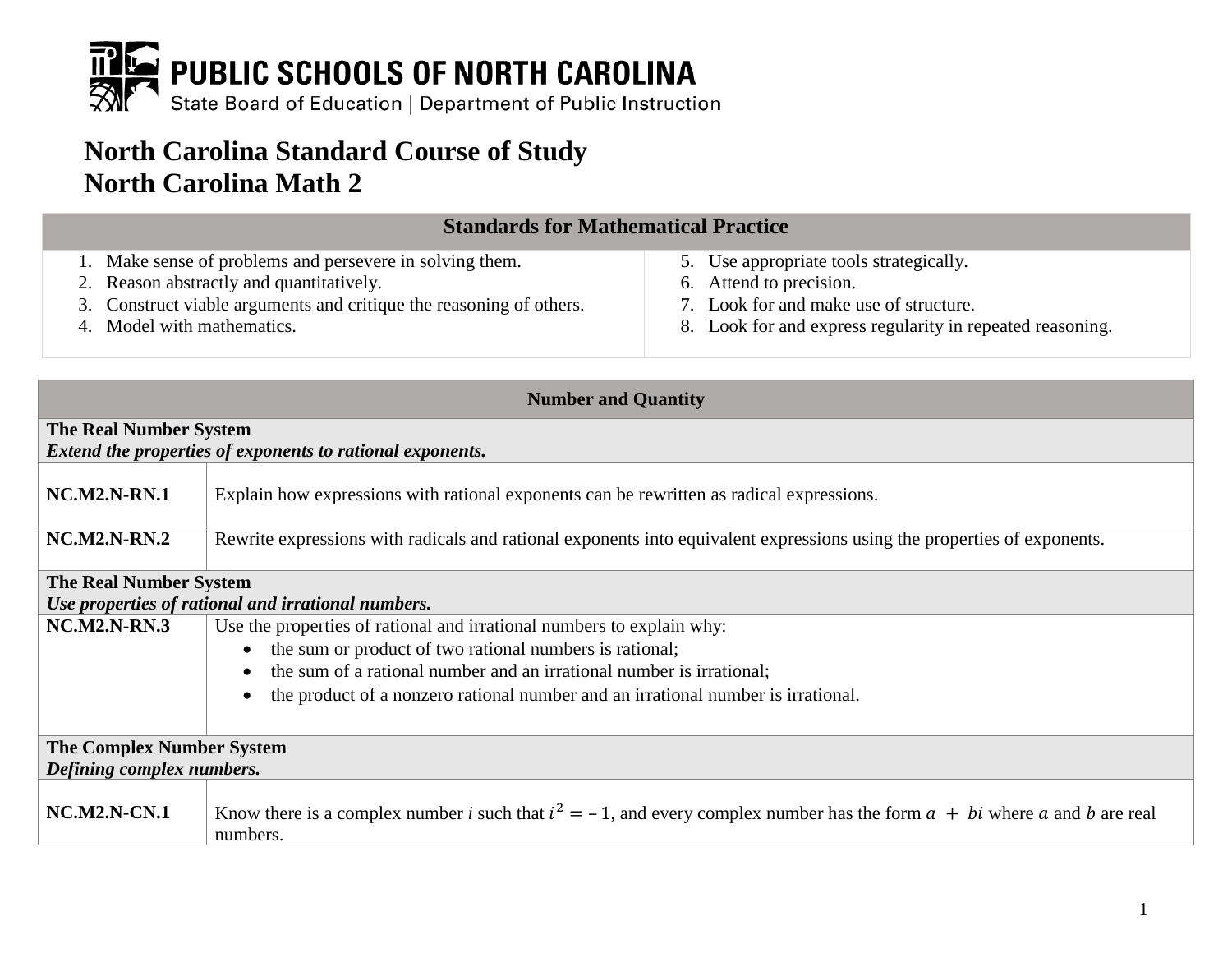PUBLIC SCHOOLS OF NORTH CAROLINA
State Board of Education | Department of Public Instruction

# North Carolina Standard Course of Study
# North Carolina Math 2

| Standards for Mathematical Practice | |
|---|---|
| 1. Make sense of problems and persevere in solving them.<br>2. Reason abstractly and quantitatively.<br>3. Construct viable arguments and critique the reasoning of others.<br>4. Model with mathematics. | 5. Use appropriate tools strategically.<br>6. Attend to precision.<br>7. Look for and make use of structure.<br>8. Look for and express regularity in repeated reasoning. |

| Number and Quantity | |
|---|---|
| **The Real Number System**<br>***Extend the properties of exponents to rational exponents.*** | |
| **NC.M2.N-RN.1** | Explain how expressions with rational exponents can be rewritten as radical expressions. |
| **NC.M2.N-RN.2** | Rewrite expressions with radicals and rational exponents into equivalent expressions using the properties of exponents. |
| **The Real Number System**<br>***Use properties of rational and irrational numbers.*** | |
| **NC.M2.N-RN.3** | Use the properties of rational and irrational numbers to explain why:<br>• the sum or product of two rational numbers is rational;<br>• the sum of a rational number and an irrational number is irrational;<br>• the product of a nonzero rational number and an irrational number is irrational. |
| **The Complex Number System**<br>***Defining complex numbers.*** | |
| **NC.M2.N-CN.1** | Know there is a complex number *i* such that $i^2 = -1$, and every complex number has the form $a + bi$ where $a$ and $b$ are real numbers. |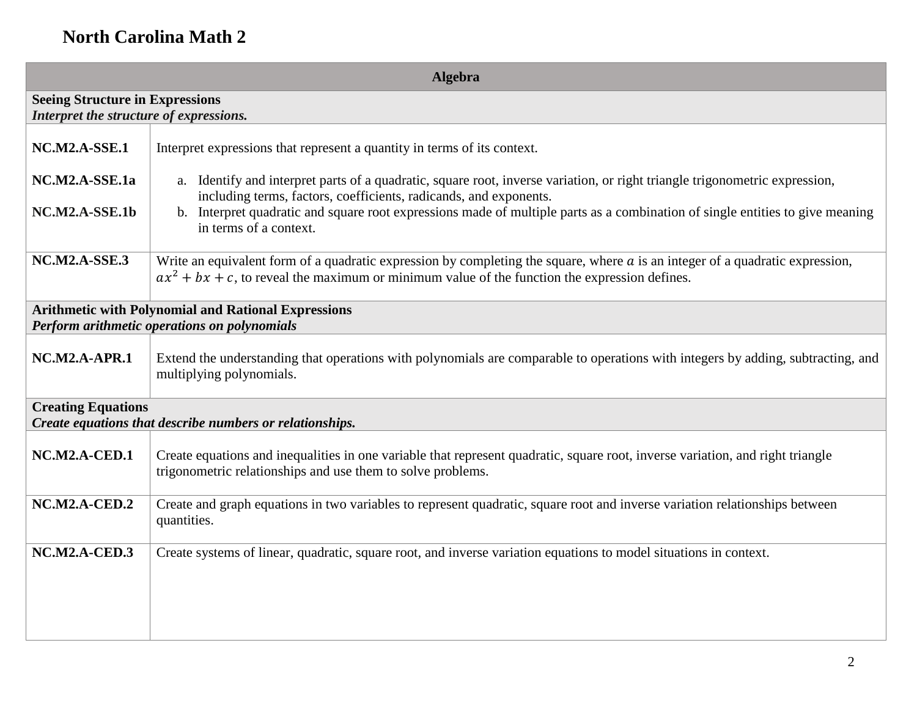# North Carolina Math 2

| Algebra | |
|---|---|
| **Seeing Structure in Expressions** *Interpret the structure of expressions.* | |
| **NC.M2.A-SSE.1** | Interpret expressions that represent a quantity in terms of its context. |
| **NC.M2.A-SSE.1a** | a. Identify and interpret parts of a quadratic, square root, inverse variation, or right triangle trigonometric expression, including terms, factors, coefficients, radicands, and exponents. |
| **NC.M2.A-SSE.1b** | b. Interpret quadratic and square root expressions made of multiple parts as a combination of single entities to give meaning in terms of a context. |
| **NC.M2.A-SSE.3** | Write an equivalent form of a quadratic expression by completing the square, where $a$ is an integer of a quadratic expression, $ax^2 + bx + c$, to reveal the maximum or minimum value of the function the expression defines. |
| **Arithmetic with Polynomial and Rational Expressions** *Perform arithmetic operations on polynomials* | |
| **NC.M2.A-APR.1** | Extend the understanding that operations with polynomials are comparable to operations with integers by adding, subtracting, and multiplying polynomials. |
| **Creating Equations** *Create equations that describe numbers or relationships.* | |
| **NC.M2.A-CED.1** | Create equations and inequalities in one variable that represent quadratic, square root, inverse variation, and right triangle trigonometric relationships and use them to solve problems. |
| **NC.M2.A-CED.2** | Create and graph equations in two variables to represent quadratic, square root and inverse variation relationships between quantities. |
| **NC.M2.A-CED.3** | Create systems of linear, quadratic, square root, and inverse variation equations to model situations in context. |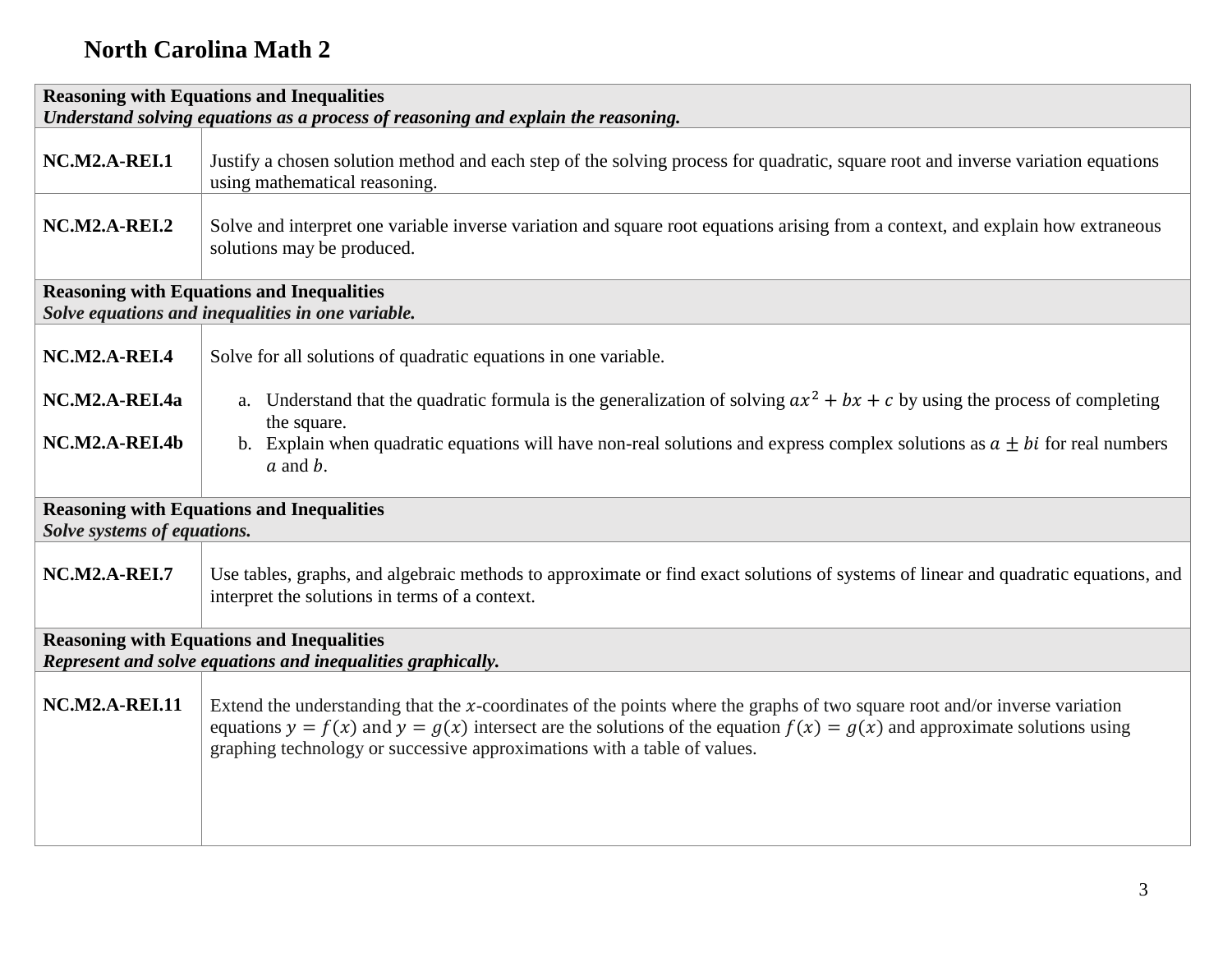# North Carolina Math 2

| **Reasoning with Equations and Inequalities**<br>***Understand solving equations as a process of reasoning and explain the reasoning.*** | |
|---|---|
| **NC.M2.A-REI.1** | Justify a chosen solution method and each step of the solving process for quadratic, square root and inverse variation equations using mathematical reasoning. |
| **NC.M2.A-REI.2** | Solve and interpret one variable inverse variation and square root equations arising from a context, and explain how extraneous solutions may be produced. |
| **Reasoning with Equations and Inequalities**<br>***Solve equations and inequalities in one variable.*** | |
| **NC.M2.A-REI.4**<br><br>**NC.M2.A-REI.4a**<br><br>**NC.M2.A-REI.4b** | Solve for all solutions of quadratic equations in one variable.<br><br>a. Understand that the quadratic formula is the generalization of solving $ax^2 + bx + c$ by using the process of completing the square.<br>b. Explain when quadratic equations will have non-real solutions and express complex solutions as $a \pm bi$ for real numbers $a$ and $b$. |
| **Reasoning with Equations and Inequalities**<br>***Solve systems of equations.*** | |
| **NC.M2.A-REI.7** | Use tables, graphs, and algebraic methods to approximate or find exact solutions of systems of linear and quadratic equations, and interpret the solutions in terms of a context. |
| **Reasoning with Equations and Inequalities**<br>***Represent and solve equations and inequalities graphically.*** | |
| **NC.M2.A-REI.11** | Extend the understanding that the $x$-coordinates of the points where the graphs of two square root and/or inverse variation equations $y = f(x)$ and $y = g(x)$ intersect are the solutions of the equation $f(x) = g(x)$ and approximate solutions using graphing technology or successive approximations with a table of values. |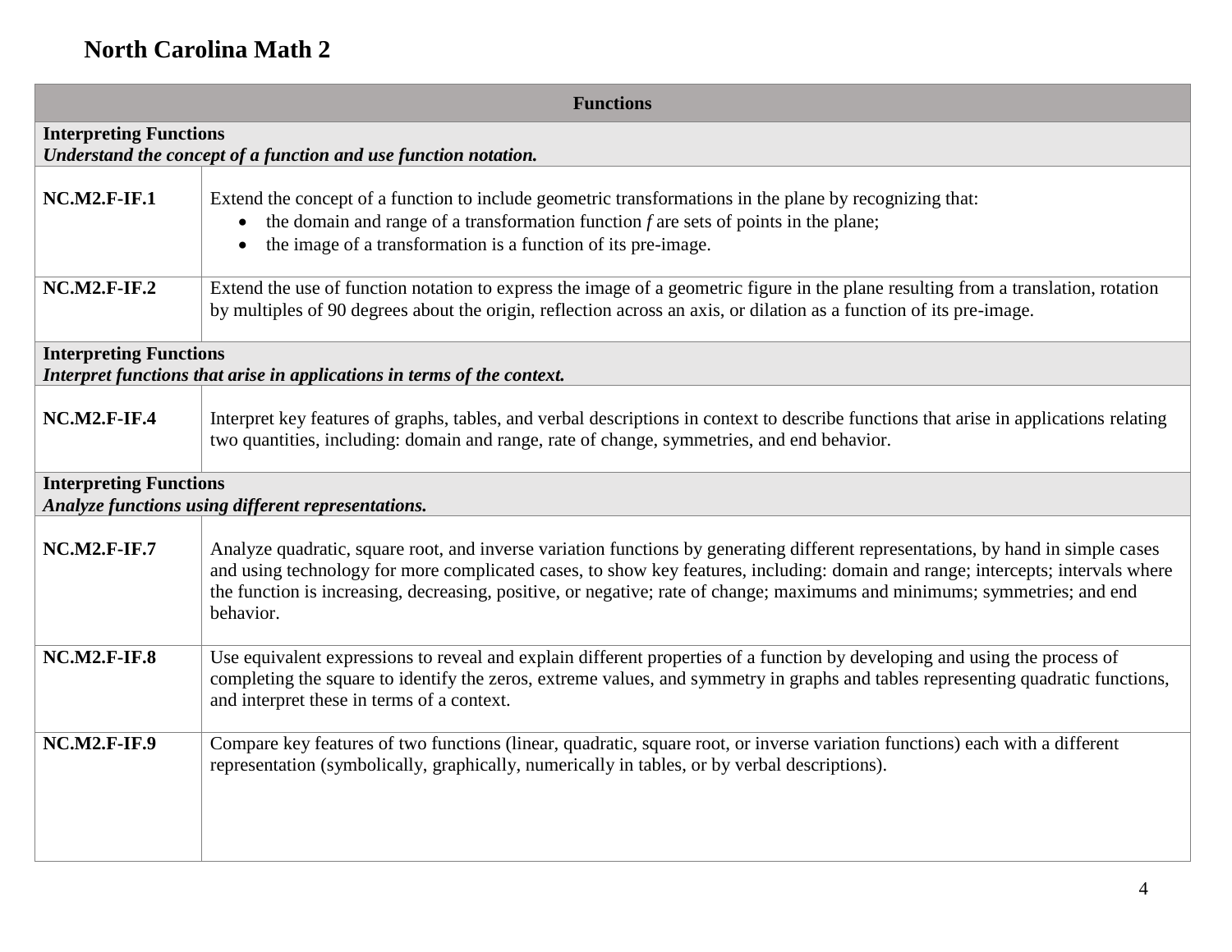# North Carolina Math 2

| **Functions** | |
|---|---|
| **Interpreting Functions**<br>***Understand the concept of a function and use function notation.*** | |
| **NC.M2.F-IF.1** | Extend the concept of a function to include geometric transformations in the plane by recognizing that:<br>• the domain and range of a transformation function *f* are sets of points in the plane;<br>• the image of a transformation is a function of its pre-image. |
| **NC.M2.F-IF.2** | Extend the use of function notation to express the image of a geometric figure in the plane resulting from a translation, rotation by multiples of 90 degrees about the origin, reflection across an axis, or dilation as a function of its pre-image. |
| **Interpreting Functions**<br>***Interpret functions that arise in applications in terms of the context.*** | |
| **NC.M2.F-IF.4** | Interpret key features of graphs, tables, and verbal descriptions in context to describe functions that arise in applications relating two quantities, including: domain and range, rate of change, symmetries, and end behavior. |
| **Interpreting Functions**<br>***Analyze functions using different representations.*** | |
| **NC.M2.F-IF.7** | Analyze quadratic, square root, and inverse variation functions by generating different representations, by hand in simple cases and using technology for more complicated cases, to show key features, including: domain and range; intercepts; intervals where the function is increasing, decreasing, positive, or negative; rate of change; maximums and minimums; symmetries; and end behavior. |
| **NC.M2.F-IF.8** | Use equivalent expressions to reveal and explain different properties of a function by developing and using the process of completing the square to identify the zeros, extreme values, and symmetry in graphs and tables representing quadratic functions, and interpret these in terms of a context. |
| **NC.M2.F-IF.9** | Compare key features of two functions (linear, quadratic, square root, or inverse variation functions) each with a different representation (symbolically, graphically, numerically in tables, or by verbal descriptions). |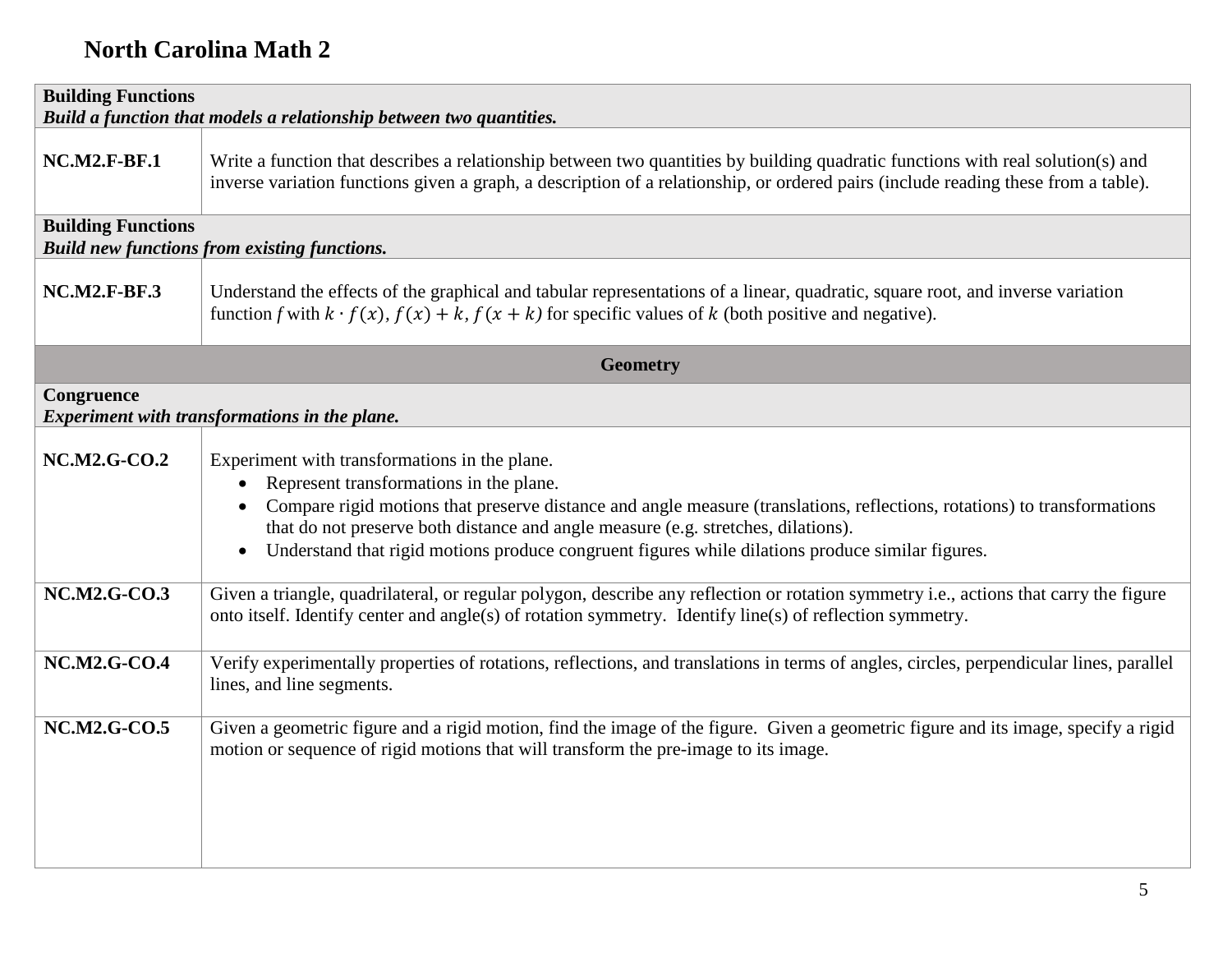# North Carolina Math 2

| **Building Functions**<br>***Build a function that models a relationship between two quantities.*** | |
|---|---|
| **NC.M2.F-BF.1** | Write a function that describes a relationship between two quantities by building quadratic functions with real solution(s) and inverse variation functions given a graph, a description of a relationship, or ordered pairs (include reading these from a table). |
| **Building Functions**<br>***Build new functions from existing functions.*** | |
| **NC.M2.F-BF.3** | Understand the effects of the graphical and tabular representations of a linear, quadratic, square root, and inverse variation function *f* with $k \cdot f(x)$, $f(x) + k$, $f(x + k)$ for specific values of $k$ (both positive and negative). |
| **Geometry** | |
| **Congruence**<br>***Experiment with transformations in the plane.*** | |
| **NC.M2.G-CO.2** | Experiment with transformations in the plane.<br>• Represent transformations in the plane.<br>• Compare rigid motions that preserve distance and angle measure (translations, reflections, rotations) to transformations that do not preserve both distance and angle measure (e.g. stretches, dilations).<br>• Understand that rigid motions produce congruent figures while dilations produce similar figures. |
| **NC.M2.G-CO.3** | Given a triangle, quadrilateral, or regular polygon, describe any reflection or rotation symmetry i.e., actions that carry the figure onto itself. Identify center and angle(s) of rotation symmetry. Identify line(s) of reflection symmetry. |
| **NC.M2.G-CO.4** | Verify experimentally properties of rotations, reflections, and translations in terms of angles, circles, perpendicular lines, parallel lines, and line segments. |
| **NC.M2.G-CO.5** | Given a geometric figure and a rigid motion, find the image of the figure. Given a geometric figure and its image, specify a rigid motion or sequence of rigid motions that will transform the pre-image to its image. |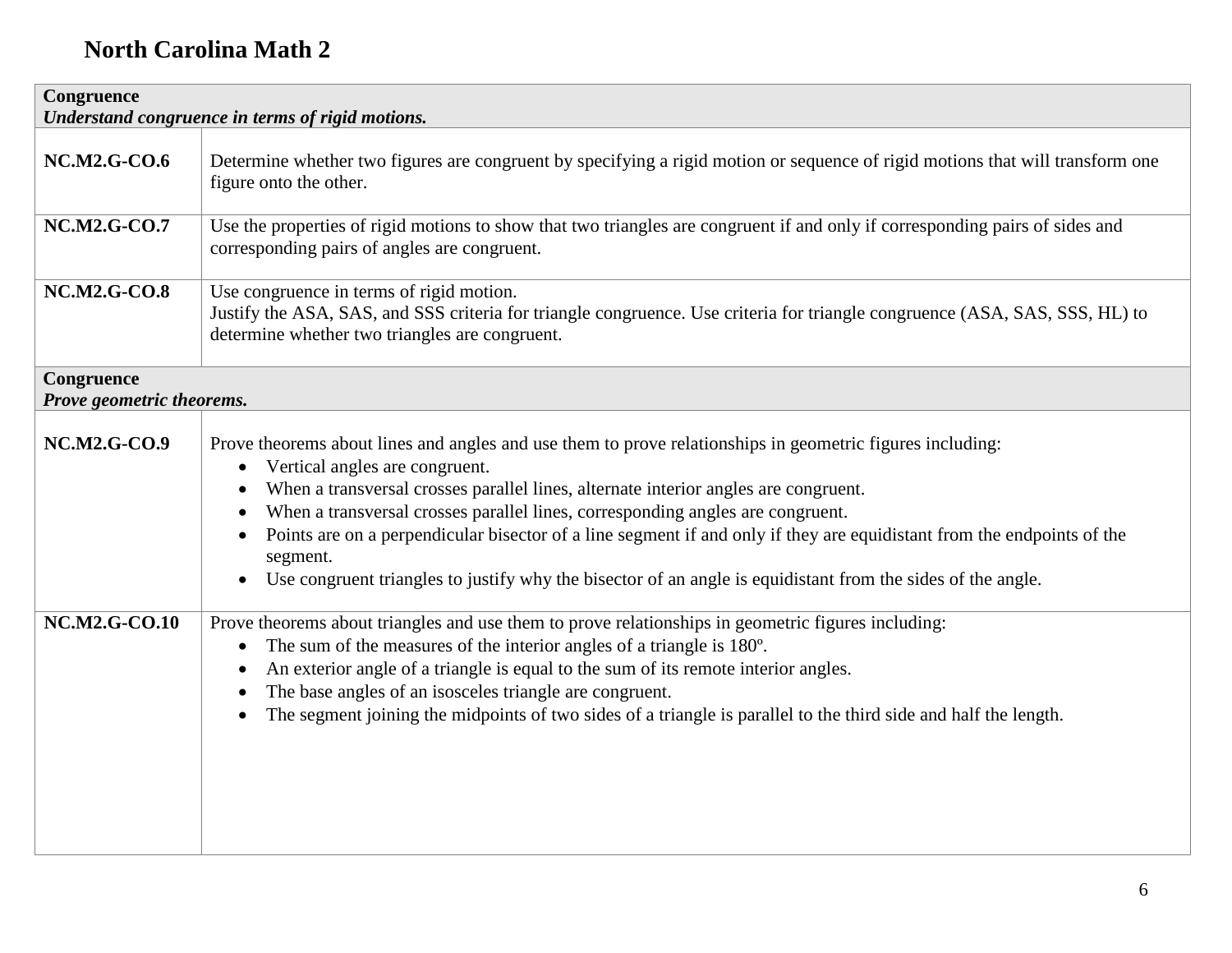# North Carolina Math 2

| **Congruence**<br>***Understand congruence in terms of rigid motions.*** | |
|---|---|
| **NC.M2.G-CO.6** | Determine whether two figures are congruent by specifying a rigid motion or sequence of rigid motions that will transform one figure onto the other. |
| **NC.M2.G-CO.7** | Use the properties of rigid motions to show that two triangles are congruent if and only if corresponding pairs of sides and corresponding pairs of angles are congruent. |
| **NC.M2.G-CO.8** | Use congruence in terms of rigid motion.<br>Justify the ASA, SAS, and SSS criteria for triangle congruence. Use criteria for triangle congruence (ASA, SAS, SSS, HL) to determine whether two triangles are congruent. |
| **Congruence**<br>***Prove geometric theorems.*** | |
| **NC.M2.G-CO.9** | Prove theorems about lines and angles and use them to prove relationships in geometric figures including:<br>• Vertical angles are congruent.<br>• When a transversal crosses parallel lines, alternate interior angles are congruent.<br>• When a transversal crosses parallel lines, corresponding angles are congruent.<br>• Points are on a perpendicular bisector of a line segment if and only if they are equidistant from the endpoints of the segment.<br>• Use congruent triangles to justify why the bisector of an angle is equidistant from the sides of the angle. |
| **NC.M2.G-CO.10** | Prove theorems about triangles and use them to prove relationships in geometric figures including:<br>• The sum of the measures of the interior angles of a triangle is 180º.<br>• An exterior angle of a triangle is equal to the sum of its remote interior angles.<br>• The base angles of an isosceles triangle are congruent.<br>• The segment joining the midpoints of two sides of a triangle is parallel to the third side and half the length. |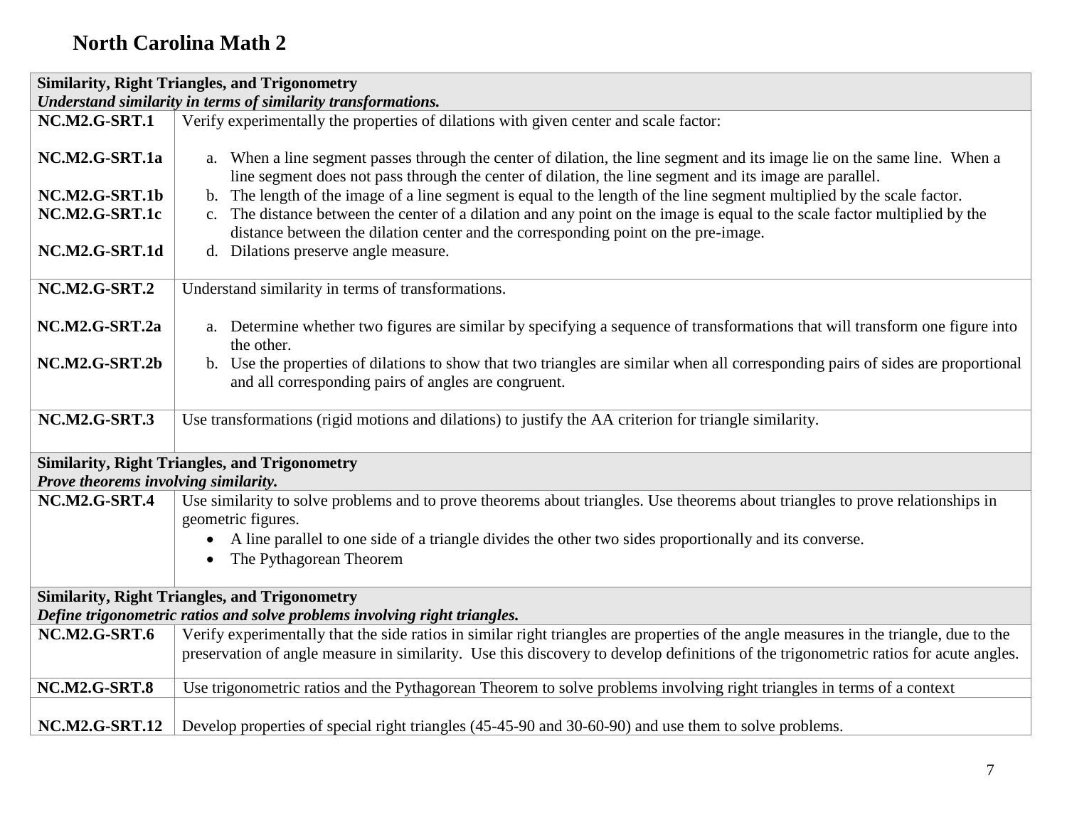# North Carolina Math 2

| **Similarity, Right Triangles, and Trigonometry** *Understand similarity in terms of similarity transformations.* | |
|---|---|
| **NC.M2.G-SRT.1** | Verify experimentally the properties of dilations with given center and scale factor: |
| **NC.M2.G-SRT.1a** | a. When a line segment passes through the center of dilation, the line segment and its image lie on the same line. When a line segment does not pass through the center of dilation, the line segment and its image are parallel. |
| **NC.M2.G-SRT.1b** | b. The length of the image of a line segment is equal to the length of the line segment multiplied by the scale factor. |
| **NC.M2.G-SRT.1c** | c. The distance between the center of a dilation and any point on the image is equal to the scale factor multiplied by the distance between the dilation center and the corresponding point on the pre-image. |
| **NC.M2.G-SRT.1d** | d. Dilations preserve angle measure. |
| **NC.M2.G-SRT.2** | Understand similarity in terms of transformations. |
| **NC.M2.G-SRT.2a** | a. Determine whether two figures are similar by specifying a sequence of transformations that will transform one figure into the other. |
| **NC.M2.G-SRT.2b** | b. Use the properties of dilations to show that two triangles are similar when all corresponding pairs of sides are proportional and all corresponding pairs of angles are congruent. |
| **NC.M2.G-SRT.3** | Use transformations (rigid motions and dilations) to justify the AA criterion for triangle similarity. |
| **Similarity, Right Triangles, and Trigonometry** *Prove theorems involving similarity.* | |
| **NC.M2.G-SRT.4** | Use similarity to solve problems and to prove theorems about triangles. Use theorems about triangles to prove relationships in geometric figures. <br>• A line parallel to one side of a triangle divides the other two sides proportionally and its converse. <br>• The Pythagorean Theorem |
| **Similarity, Right Triangles, and Trigonometry** *Define trigonometric ratios and solve problems involving right triangles.* | |
| **NC.M2.G-SRT.6** | Verify experimentally that the side ratios in similar right triangles are properties of the angle measures in the triangle, due to the preservation of angle measure in similarity. Use this discovery to develop definitions of the trigonometric ratios for acute angles. |
| **NC.M2.G-SRT.8** | Use trigonometric ratios and the Pythagorean Theorem to solve problems involving right triangles in terms of a context |
| **NC.M2.G-SRT.12** | Develop properties of special right triangles (45-45-90 and 30-60-90) and use them to solve problems. |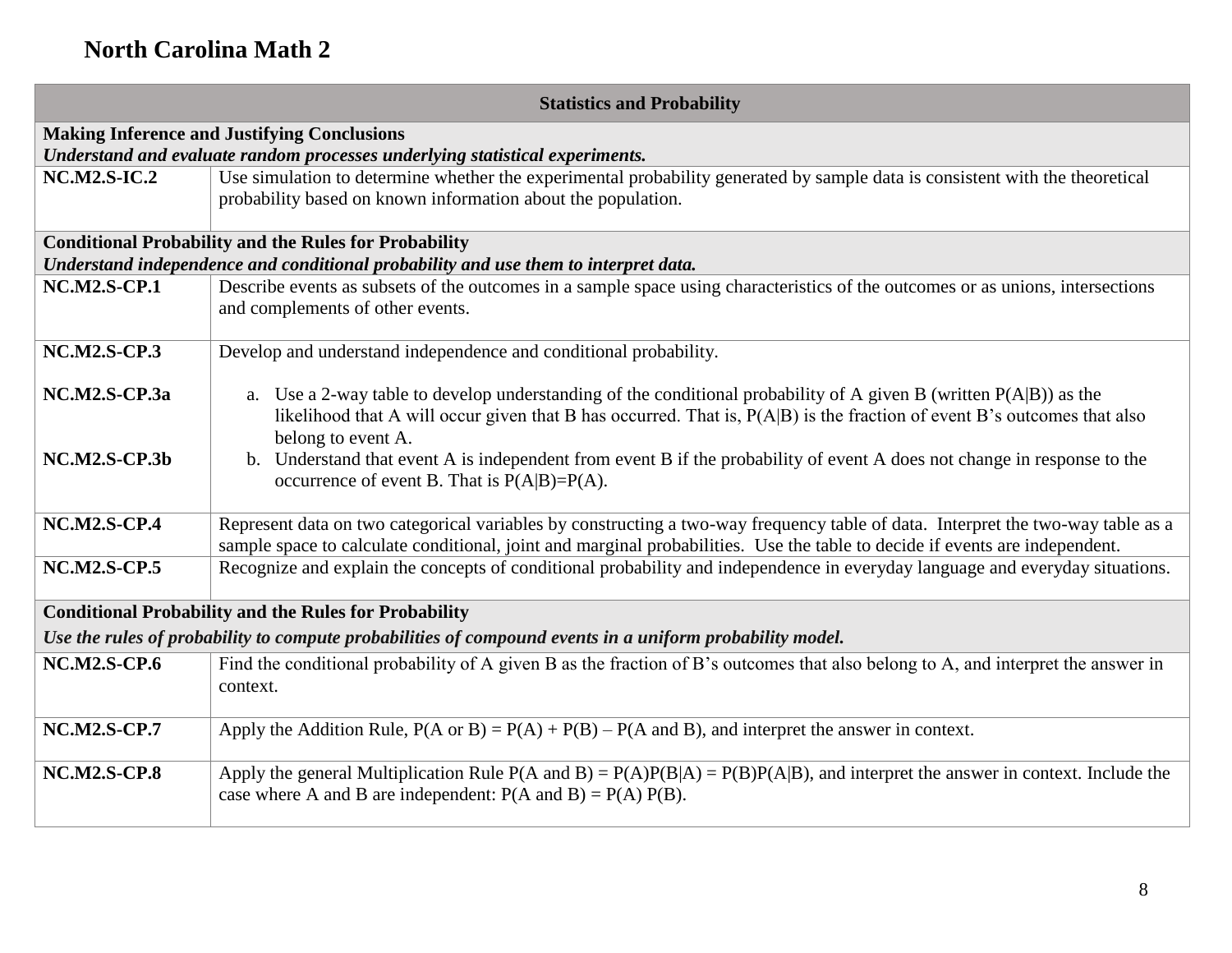# North Carolina Math 2

| Statistics and Probability | |
|---|---|
| **Making Inference and Justifying Conclusions** *Understand and evaluate random processes underlying statistical experiments.* | |
| **NC.M2.S-IC.2** | Use simulation to determine whether the experimental probability generated by sample data is consistent with the theoretical probability based on known information about the population. |
| **Conditional Probability and the Rules for Probability** *Understand independence and conditional probability and use them to interpret data.* | |
| **NC.M2.S-CP.1** | Describe events as subsets of the outcomes in a sample space using characteristics of the outcomes or as unions, intersections and complements of other events. |
| **NC.M2.S-CP.3** | Develop and understand independence and conditional probability. |
| **NC.M2.S-CP.3a** | a. Use a 2-way table to develop understanding of the conditional probability of A given B (written P(A\|B)) as the likelihood that A will occur given that B has occurred. That is, P(A\|B) is the fraction of event B's outcomes that also belong to event A. |
| **NC.M2.S-CP.3b** | b. Understand that event A is independent from event B if the probability of event A does not change in response to the occurrence of event B. That is P(A\|B)=P(A). |
| **NC.M2.S-CP.4** | Represent data on two categorical variables by constructing a two-way frequency table of data. Interpret the two-way table as a sample space to calculate conditional, joint and marginal probabilities. Use the table to decide if events are independent. |
| **NC.M2.S-CP.5** | Recognize and explain the concepts of conditional probability and independence in everyday language and everyday situations. |
| **Conditional Probability and the Rules for Probability** *Use the rules of probability to compute probabilities of compound events in a uniform probability model.* | |
| **NC.M2.S-CP.6** | Find the conditional probability of A given B as the fraction of B's outcomes that also belong to A, and interpret the answer in context. |
| **NC.M2.S-CP.7** | Apply the Addition Rule, P(A or B) = P(A) + P(B) – P(A and B), and interpret the answer in context. |
| **NC.M2.S-CP.8** | Apply the general Multiplication Rule P(A and B) = P(A)P(B\|A) = P(B)P(A\|B), and interpret the answer in context. Include the case where A and B are independent: P(A and B) = P(A) P(B). |